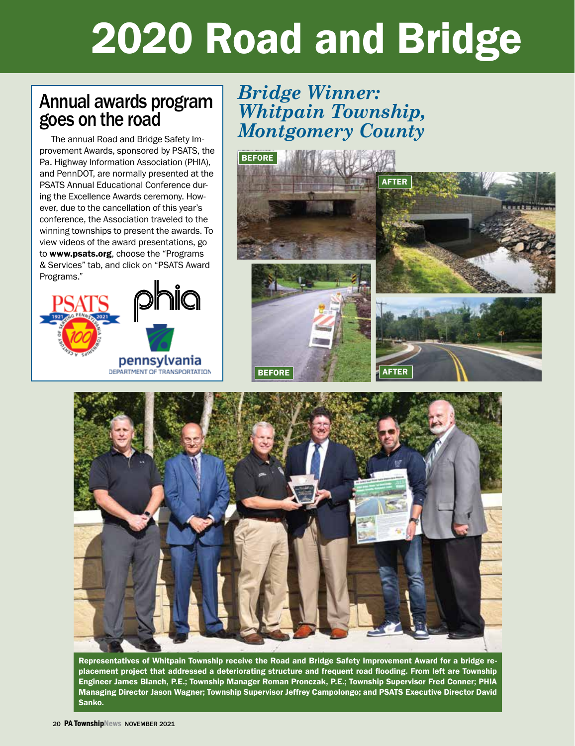# 2020 Road and Bridge

## Annual awards program goes on the road

The annual Road and Bridge Safety Improvement Awards, sponsored by PSATS, the Pa. Highway Information Association (PHIA), and PennDOT, are normally presented at the PSATS Annual Educational Conference during the Excellence Awards ceremony. However, due to the cancellation of this year's conference, the Association traveled to the winning townships to present the awards. To view videos of the award presentations, go to **www.psats.org**, choose the "Programs & Services" tab, and click on "PSATS Award Programs."

## *Bridge Winner: Whitpain Township, Montgomery County*

BEFORE

AFTER

BEFORE

AFTER

**Representatives of Whitpain Township receive the Road and Bridge Safety Improvement Award for a bridge replacement project that addressed a deteriorating structure and frequent road flooding. From left are Township Engineer James Blanch, P.E.; Township Manager Roman Pronczak, P.E.; Township Supervisor Fred Conner; PHIA Managing Director Jason Wagner; Township Supervisor Jeffrey Campolongo; and PSATS Executive Director David Sanko.**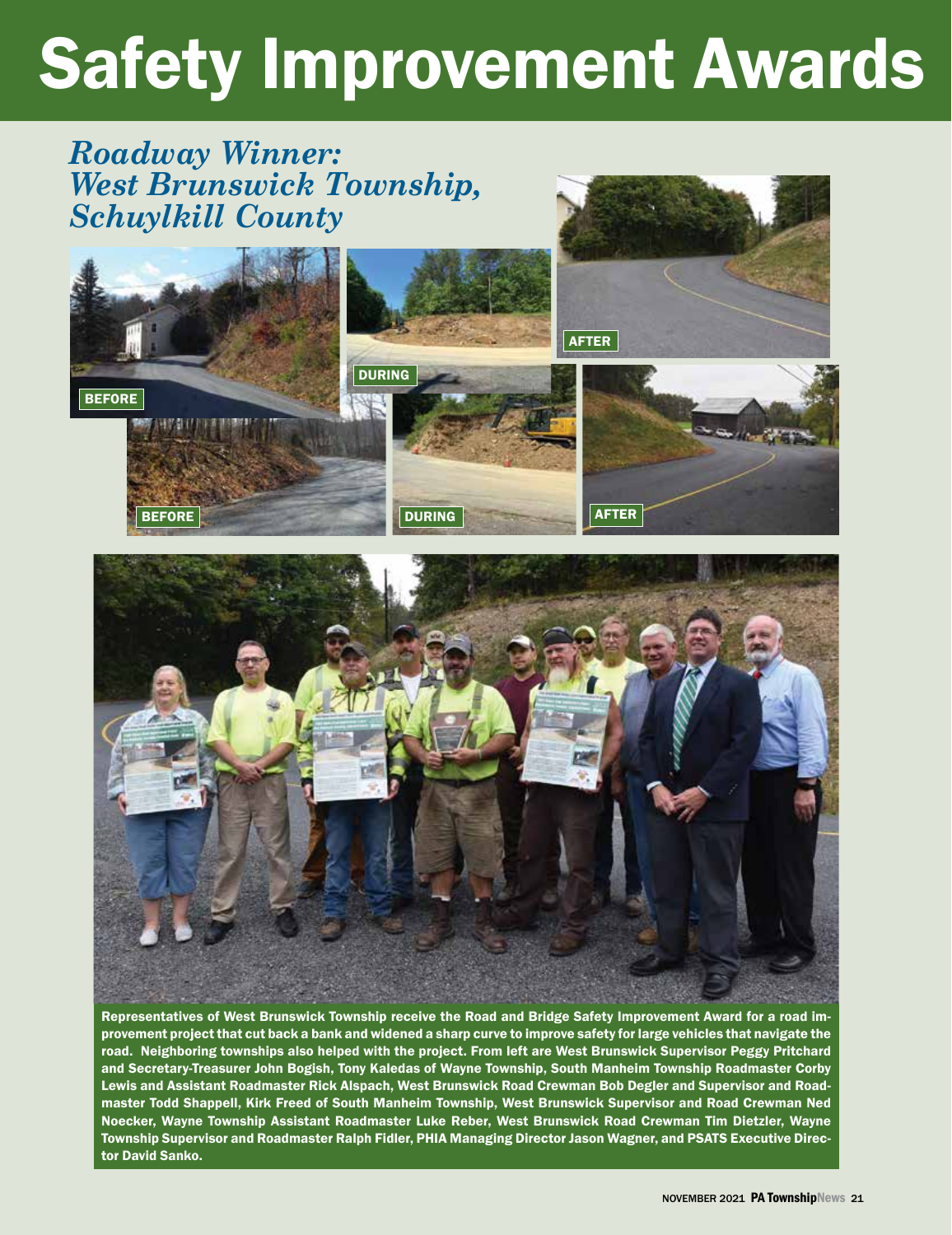# Safety Improvement Awards

## *Roadway Winner: West Brunswick Township, Schuylkill County*

BEFORE

DURING

AFTER

BEFORE

DURING

AFTER

Representatives of West Brunswick Township receive the Road and Bridge Safety Improvement Award for a road improvement project that cut back a bank and widened a sharp curve to improve safety for large vehicles that navigate the road. Neighboring townships also helped with the project. From left are West Brunswick Supervisor Peggy Pritchard and Secretary-Treasurer John Bogish, Tony Kaledas of Wayne Township, South Manheim Township Roadmaster Corby Lewis and Assistant Roadmaster Rick Alspach, West Brunswick Road Crewman Bob Degler and Supervisor and Roadmaster Todd Shappell, Kirk Freed of South Manheim Township, West Brunswick Supervisor and Road Crewman Ned Noecker, Wayne Township Assistant Roadmaster Luke Reber, West Brunswick Road Crewman Tim Dietzler, Wayne Township Supervisor and Roadmaster Ralph Fidler, PHIA Managing Director Jason Wagner, and PSATS Executive Director David Sanko.